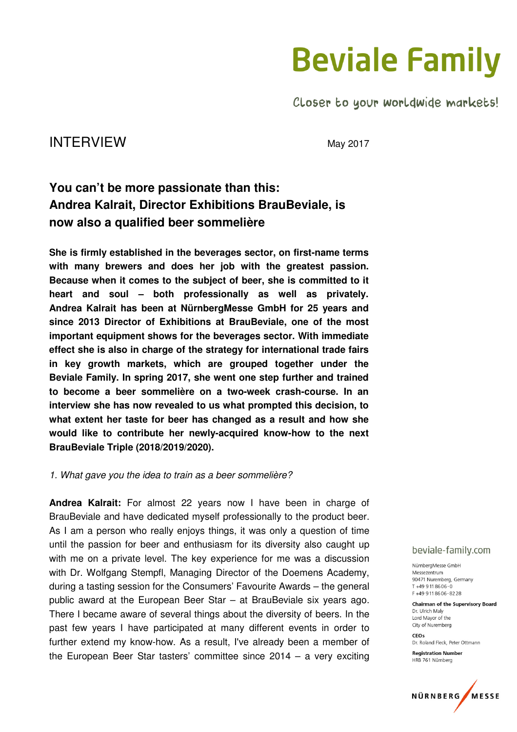# Beviale Family

Closer to your worldwide markets!

INTERVIEW

May 2017

## You can't be more passionate than this: Andrea Kalrait, Director Exhibitions BrauBeviale, is now also a qualified beer sommelière

**She is firmly established in the beverages sector, on first-name terms with many brewers and does her job with the greatest passion. Because when it comes to the subject of beer, she is committed to it heart and soul – both professionally as well as privately. Andrea Kalrait has been at NürnbergMesse GmbH for 25 years and since 2013 Director of Exhibitions at BrauBeviale, one of the most important equipment shows for the beverages sector. With immediate effect she is also in charge of the strategy for international trade fairs in key growth markets, which are grouped together under the Beviale Family. In spring 2017, she went one step further and trained to become a beer sommelière on a two-week crash-course. In an interview she has now revealed to us what prompted this decision, to what extent her taste for beer has changed as a result and how she would like to contribute her newly-acquired know-how to the next BrauBeviale Triple (2018/2019/2020).**

*1. What gave you the idea to train as a beer sommelière?*

**Andrea Kalrait:** For almost 22 years now I have been in charge of BrauBeviale and have dedicated myself professionally to the product beer. As I am a person who really enjoys things, it was only a question of time until the passion for beer and enthusiasm for its diversity also caught up with me on a private level. The key experience for me was a discussion with Dr. Wolfgang Stempfl, Managing Director of the Doemens Academy, during a tasting session for the Consumers' Favourite Awards – the general public award at the European Beer Star – at BrauBeviale six years ago. There I became aware of several things about the diversity of beers. In the past few years I have participated at many different events in order to further extend my know-how. As a result, I've already been a member of the European Beer Star tasters' committee since 2014 – a very exciting

beviale-family.com

NürnbergMesse GmbH
Messezentrum
90471 Nuremberg, Germany
T +49 9 11 86 06-0
F +49 9 11 86 06-82 28

**Chairman of the Supervisory Board**
Dr. Ulrich Maly
Lord Mayor of the
City of Nuremberg

**CEOs**
Dr. Roland Fleck, Peter Ottmann

**Registration Number**
HRB 761 Nürnberg

NÜRNBERG MESSE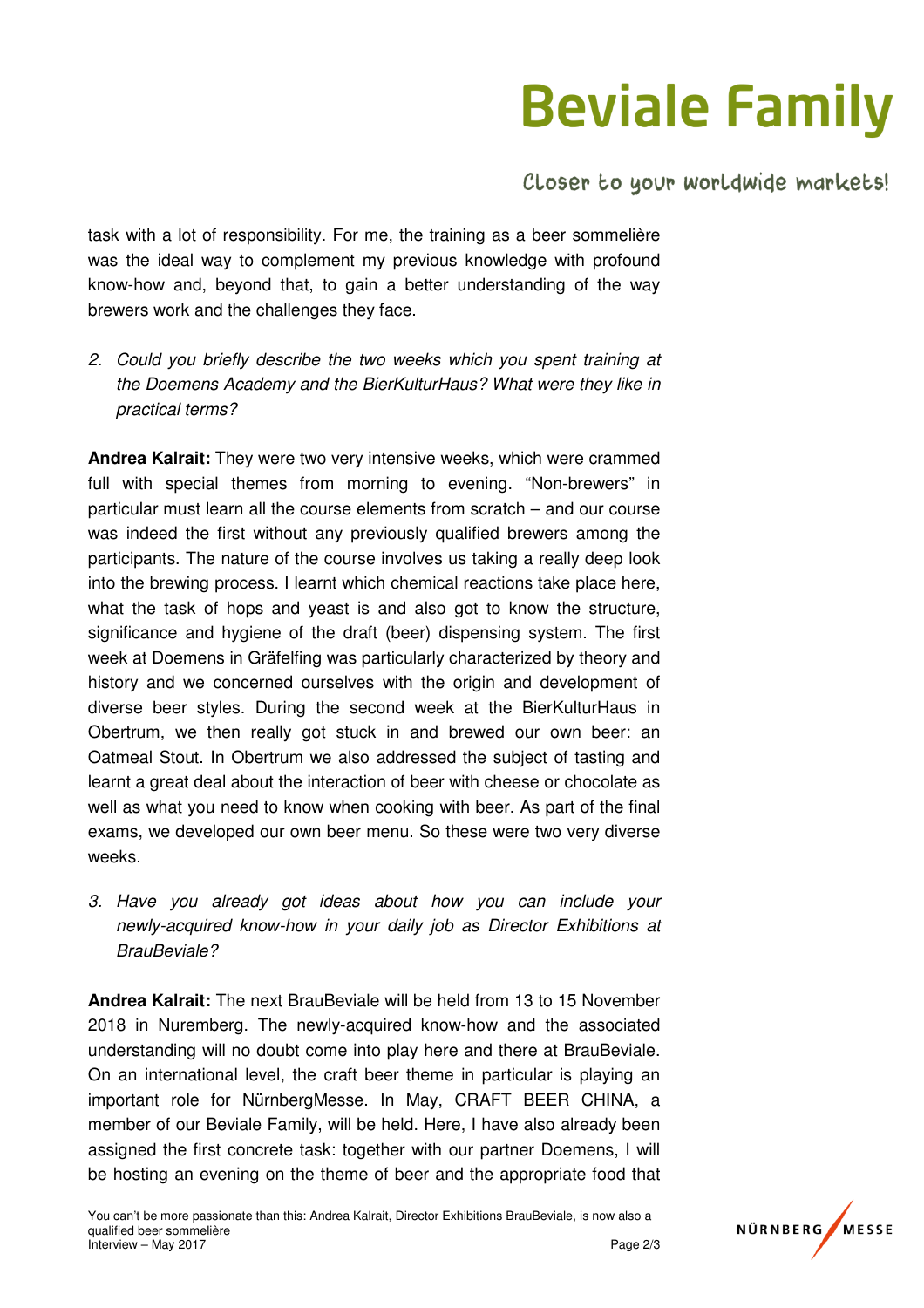task with a lot of responsibility. For me, the training as a beer sommelière was the ideal way to complement my previous knowledge with profound know-how and, beyond that, to gain a better understanding of the way brewers work and the challenges they face.

2. *Could you briefly describe the two weeks which you spent training at the Doemens Academy and the BierKulturHaus? What were they like in practical terms?*

**Andrea Kalrait:** They were two very intensive weeks, which were crammed full with special themes from morning to evening. "Non-brewers" in particular must learn all the course elements from scratch – and our course was indeed the first without any previously qualified brewers among the participants. The nature of the course involves us taking a really deep look into the brewing process. I learnt which chemical reactions take place here, what the task of hops and yeast is and also got to know the structure, significance and hygiene of the draft (beer) dispensing system. The first week at Doemens in Gräfelfing was particularly characterized by theory and history and we concerned ourselves with the origin and development of diverse beer styles. During the second week at the BierKulturHaus in Obertrum, we then really got stuck in and brewed our own beer: an Oatmeal Stout. In Obertrum we also addressed the subject of tasting and learnt a great deal about the interaction of beer with cheese or chocolate as well as what you need to know when cooking with beer. As part of the final exams, we developed our own beer menu. So these were two very diverse weeks.

3. *Have you already got ideas about how you can include your newly-acquired know-how in your daily job as Director Exhibitions at BrauBeviale?*

**Andrea Kalrait:** The next BrauBeviale will be held from 13 to 15 November 2018 in Nuremberg. The newly-acquired know-how and the associated understanding will no doubt come into play here and there at BrauBeviale. On an international level, the craft beer theme in particular is playing an important role for NürnbergMesse. In May, CRAFT BEER CHINA, a member of our Beviale Family, will be held. Here, I have also already been assigned the first concrete task: together with our partner Doemens, I will be hosting an evening on the theme of beer and the appropriate food that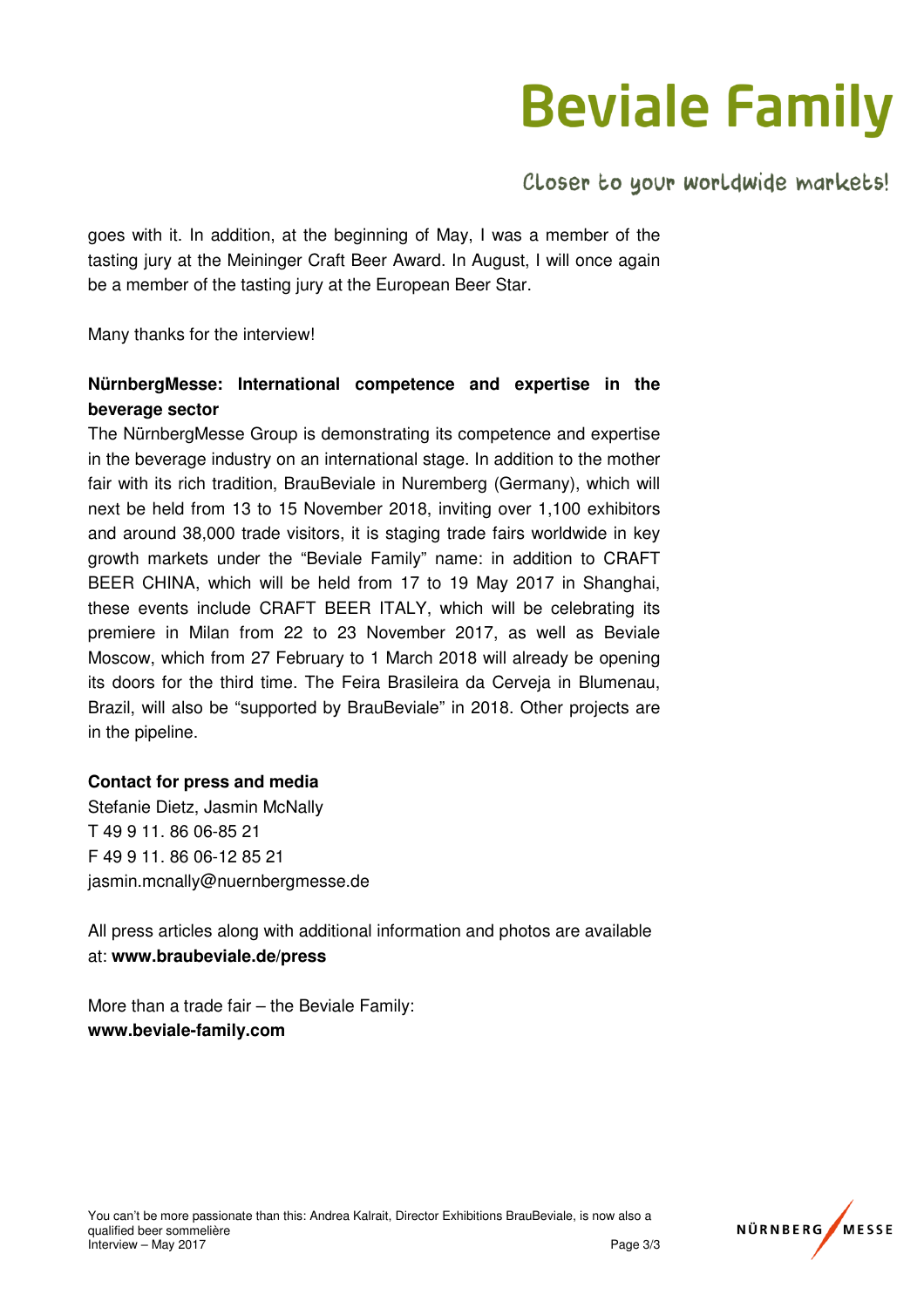goes with it. In addition, at the beginning of May, I was a member of the tasting jury at the Meininger Craft Beer Award. In August, I will once again be a member of the tasting jury at the European Beer Star.

Many thanks for the interview!

**NürnbergMesse: International competence and expertise in the beverage sector**

The NürnbergMesse Group is demonstrating its competence and expertise in the beverage industry on an international stage. In addition to the mother fair with its rich tradition, BrauBeviale in Nuremberg (Germany), which will next be held from 13 to 15 November 2018, inviting over 1,100 exhibitors and around 38,000 trade visitors, it is staging trade fairs worldwide in key growth markets under the "Beviale Family" name: in addition to CRAFT BEER CHINA, which will be held from 17 to 19 May 2017 in Shanghai, these events include CRAFT BEER ITALY, which will be celebrating its premiere in Milan from 22 to 23 November 2017, as well as Beviale Moscow, which from 27 February to 1 March 2018 will already be opening its doors for the third time. The Feira Brasileira da Cerveja in Blumenau, Brazil, will also be "supported by BrauBeviale" in 2018. Other projects are in the pipeline.

**Contact for press and media**

Stefanie Dietz, Jasmin McNally
T 49 9 11. 86 06-85 21
F 49 9 11. 86 06-12 85 21
jasmin.mcnally@nuernbergmesse.de

All press articles along with additional information and photos are available at: **www.braubeviale.de/press**

More than a trade fair – the Beviale Family:
**www.beviale-family.com**